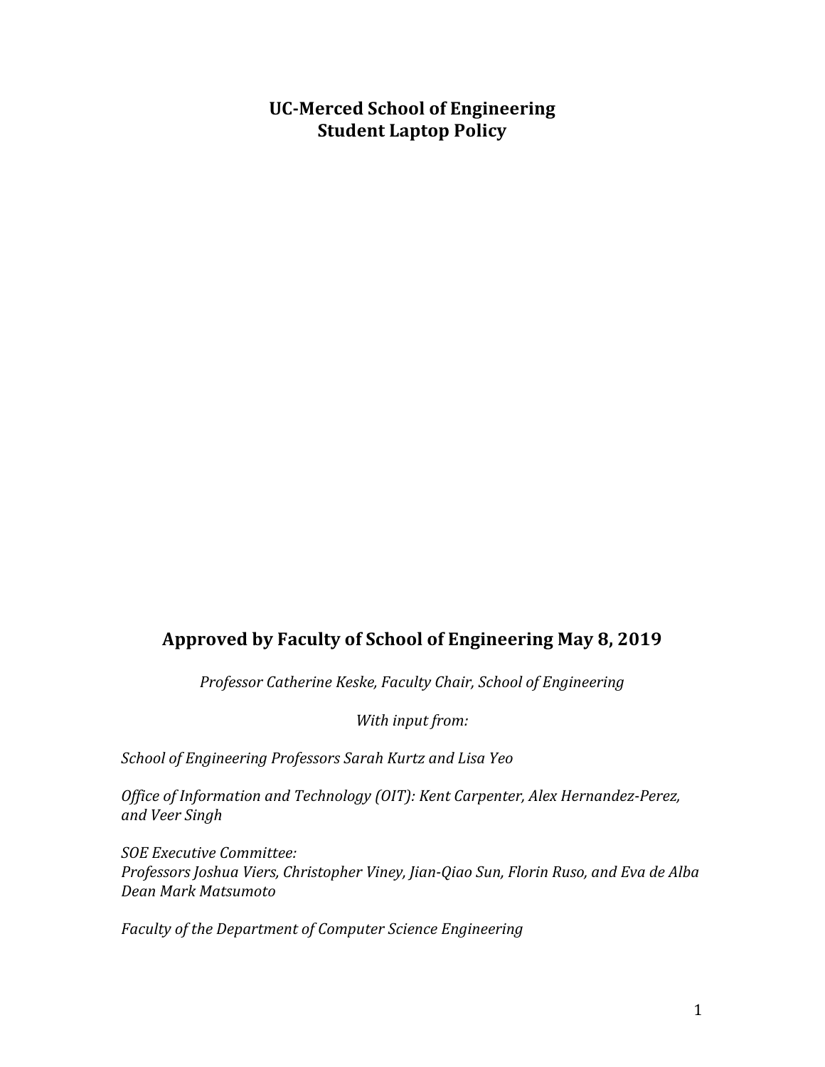# UC-Merced School of Engineering
# Student Laptop Policy

## Approved by Faculty of School of Engineering May 8, 2019

*Professor Catherine Keske, Faculty Chair, School of Engineering*

*With input from:*

*School of Engineering Professors Sarah Kurtz and Lisa Yeo*

*Office of Information and Technology (OIT): Kent Carpenter, Alex Hernandez-Perez, and Veer Singh*

*SOE Executive Committee:*
*Professors Joshua Viers, Christopher Viney, Jian-Qiao Sun, Florin Ruso, and Eva de Alba*
*Dean Mark Matsumoto*

*Faculty of the Department of Computer Science Engineering*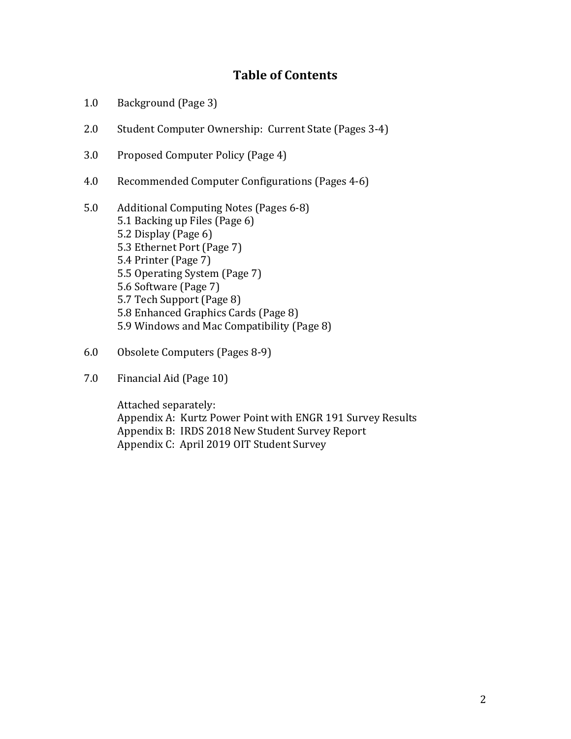# Table of Contents

1.0 Background (Page 3)

2.0 Student Computer Ownership: Current State (Pages 3-4)

3.0 Proposed Computer Policy (Page 4)

4.0 Recommended Computer Configurations (Pages 4-6)

5.0 Additional Computing Notes (Pages 6-8)
- 5.1 Backing up Files (Page 6)
- 5.2 Display (Page 6)
- 5.3 Ethernet Port (Page 7)
- 5.4 Printer (Page 7)
- 5.5 Operating System (Page 7)
- 5.6 Software (Page 7)
- 5.7 Tech Support (Page 8)
- 5.8 Enhanced Graphics Cards (Page 8)
- 5.9 Windows and Mac Compatibility (Page 8)

6.0 Obsolete Computers (Pages 8-9)

7.0 Financial Aid (Page 10)

Attached separately:
Appendix A: Kurtz Power Point with ENGR 191 Survey Results
Appendix B: IRDS 2018 New Student Survey Report
Appendix C: April 2019 OIT Student Survey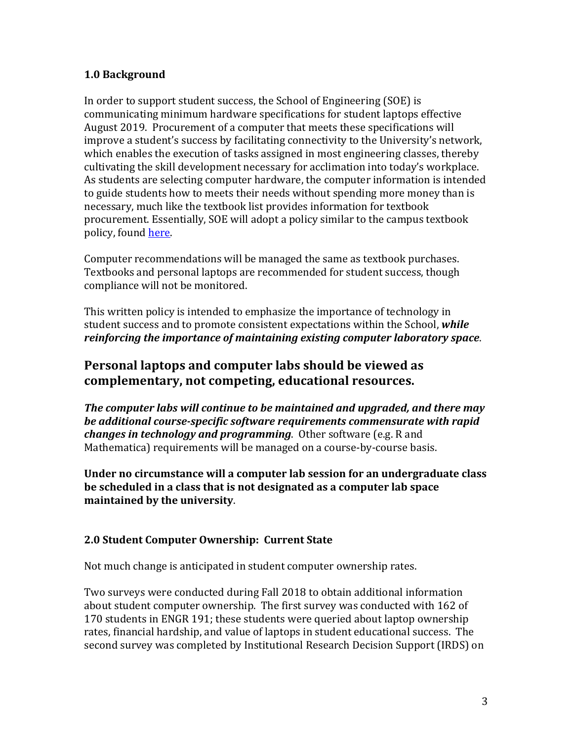### 1.0 Background

In order to support student success, the School of Engineering (SOE) is communicating minimum hardware specifications for student laptops effective August 2019. Procurement of a computer that meets these specifications will improve a student's success by facilitating connectivity to the University's network, which enables the execution of tasks assigned in most engineering classes, thereby cultivating the skill development necessary for acclimation into today's workplace. As students are selecting computer hardware, the computer information is intended to guide students how to meets their needs without spending more money than is necessary, much like the textbook list provides information for textbook procurement. Essentially, SOE will adopt a policy similar to the campus textbook policy, found here.

Computer recommendations will be managed the same as textbook purchases. Textbooks and personal laptops are recommended for student success, though compliance will not be monitored.

This written policy is intended to emphasize the importance of technology in student success and to promote consistent expectations within the School, ***while reinforcing the importance of maintaining existing computer laboratory space***.

## Personal laptops and computer labs should be viewed as complementary, not competing, educational resources.

***The computer labs will continue to be maintained and upgraded, and there may be additional course-specific software requirements commensurate with rapid changes in technology and programming***. Other software (e.g. R and Mathematica) requirements will be managed on a course-by-course basis.

**Under no circumstance will a computer lab session for an undergraduate class be scheduled in a class that is not designated as a computer lab space maintained by the university**.

### 2.0 Student Computer Ownership: Current State

Not much change is anticipated in student computer ownership rates.

Two surveys were conducted during Fall 2018 to obtain additional information about student computer ownership. The first survey was conducted with 162 of 170 students in ENGR 191; these students were queried about laptop ownership rates, financial hardship, and value of laptops in student educational success. The second survey was completed by Institutional Research Decision Support (IRDS) on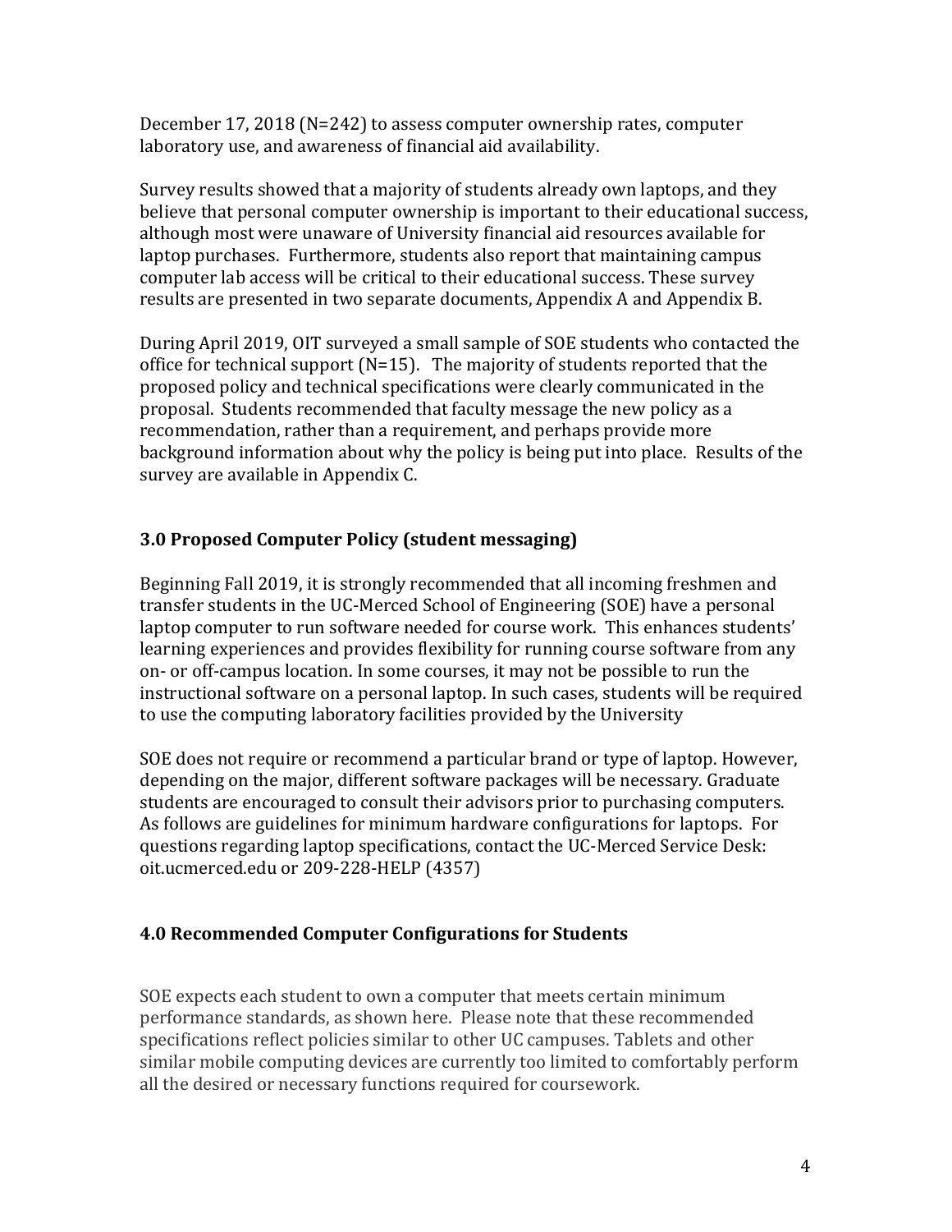December 17, 2018 (N=242) to assess computer ownership rates, computer laboratory use, and awareness of financial aid availability.

Survey results showed that a majority of students already own laptops, and they believe that personal computer ownership is important to their educational success, although most were unaware of University financial aid resources available for laptop purchases. Furthermore, students also report that maintaining campus computer lab access will be critical to their educational success. These survey results are presented in two separate documents, Appendix A and Appendix B.

During April 2019, OIT surveyed a small sample of SOE students who contacted the office for technical support (N=15). The majority of students reported that the proposed policy and technical specifications were clearly communicated in the proposal. Students recommended that faculty message the new policy as a recommendation, rather than a requirement, and perhaps provide more background information about why the policy is being put into place. Results of the survey are available in Appendix C.

## 3.0 Proposed Computer Policy (student messaging)

Beginning Fall 2019, it is strongly recommended that all incoming freshmen and transfer students in the UC-Merced School of Engineering (SOE) have a personal laptop computer to run software needed for course work. This enhances students' learning experiences and provides flexibility for running course software from any on- or off-campus location. In some courses, it may not be possible to run the instructional software on a personal laptop. In such cases, students will be required to use the computing laboratory facilities provided by the University

SOE does not require or recommend a particular brand or type of laptop. However, depending on the major, different software packages will be necessary. Graduate students are encouraged to consult their advisors prior to purchasing computers. As follows are guidelines for minimum hardware configurations for laptops. For questions regarding laptop specifications, contact the UC-Merced Service Desk: oit.ucmerced.edu or 209-228-HELP (4357)

## 4.0 Recommended Computer Configurations for Students

SOE expects each student to own a computer that meets certain minimum performance standards, as shown here. Please note that these recommended specifications reflect policies similar to other UC campuses. Tablets and other similar mobile computing devices are currently too limited to comfortably perform all the desired or necessary functions required for coursework.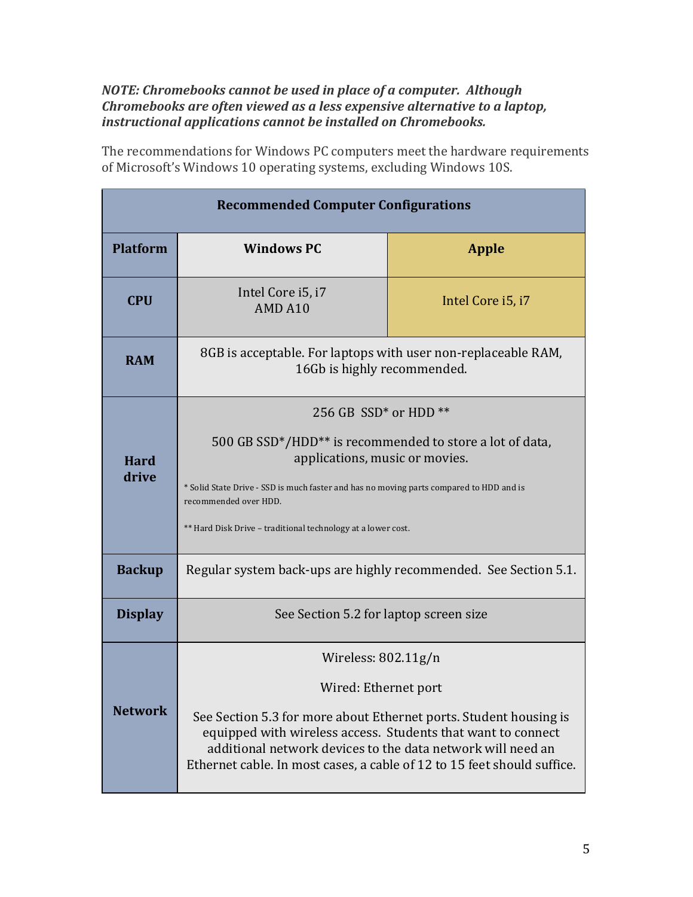***NOTE: Chromebooks cannot be used in place of a computer. Although Chromebooks are often viewed as a less expensive alternative to a laptop, instructional applications cannot be installed on Chromebooks.***

The recommendations for Windows PC computers meet the hardware requirements of Microsoft's Windows 10 operating systems, excluding Windows 10S.

| Recommended Computer Configurations | | |
|---|---|---|
| **Platform** | **Windows PC** | **Apple** |
| **CPU** | Intel Core i5, i7<br>AMD A10 | Intel Core i5, i7 |
| **RAM** | 8GB is acceptable. For laptops with user non-replaceable RAM, 16Gb is highly recommended. | |
| **Hard drive** | 256 GB SSD* or HDD **<br><br>500 GB SSD*/HDD** is recommended to store a lot of data, applications, music or movies.<br><br>* Solid State Drive - SSD is much faster and has no moving parts compared to HDD and is recommended over HDD.<br><br>** Hard Disk Drive – traditional technology at a lower cost. | |
| **Backup** | Regular system back-ups are highly recommended. See Section 5.1. | |
| **Display** | See Section 5.2 for laptop screen size | |
| **Network** | Wireless: 802.11g/n<br><br>Wired: Ethernet port<br><br>See Section 5.3 for more about Ethernet ports. Student housing is equipped with wireless access. Students that want to connect additional network devices to the data network will need an Ethernet cable. In most cases, a cable of 12 to 15 feet should suffice. | |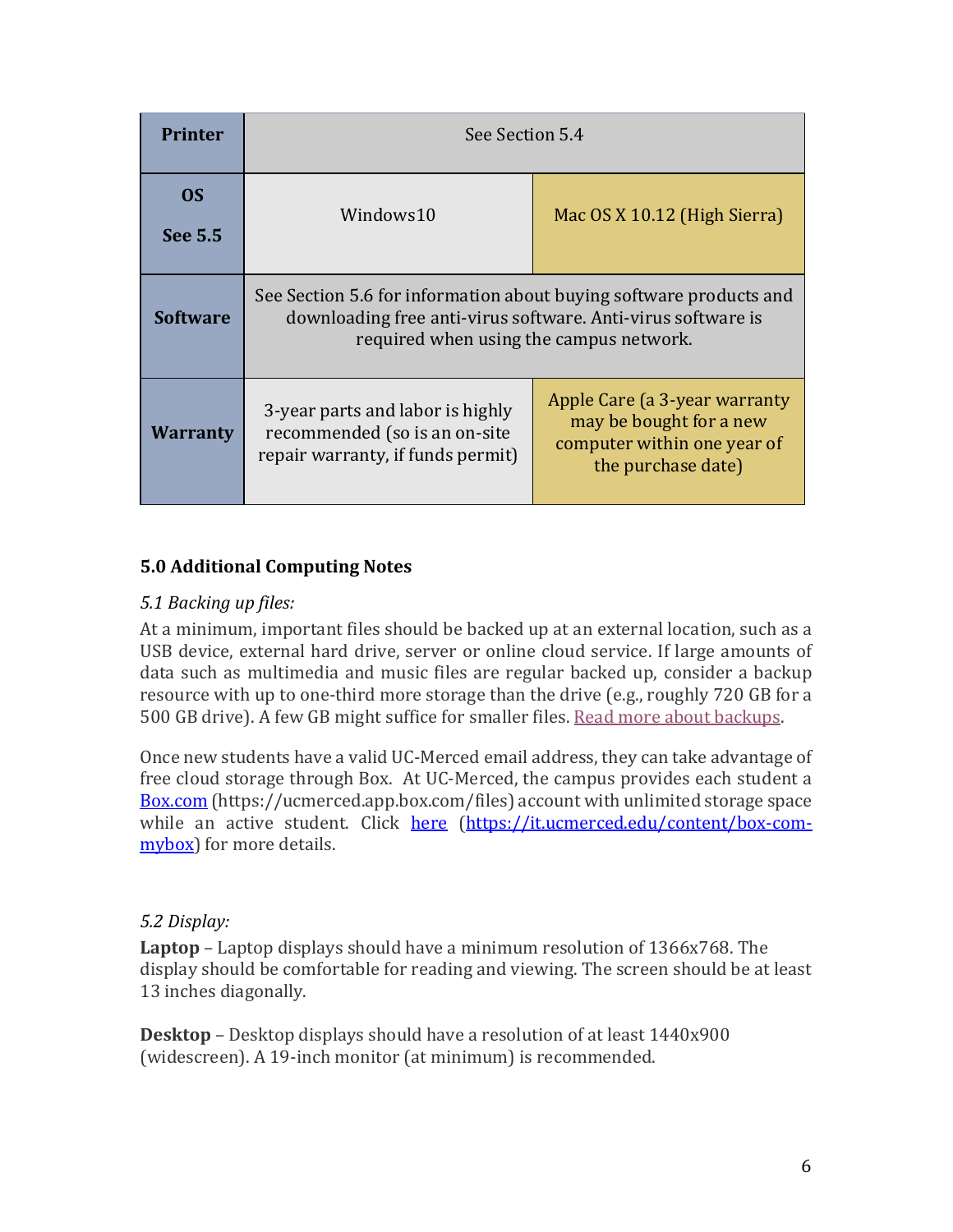| | | |
|---|---|---|
| **Printer** | See Section 5.4 | |
| **OS** **See 5.5** | Windows10 | Mac OS X 10.12 (High Sierra) |
| **Software** | See Section 5.6 for information about buying software products and downloading free anti-virus software. Anti-virus software is required when using the campus network. | |
| **Warranty** | 3-year parts and labor is highly recommended (so is an on-site repair warranty, if funds permit) | Apple Care (a 3-year warranty may be bought for a new computer within one year of the purchase date) |

## 5.0 Additional Computing Notes

*5.1 Backing up files:*

At a minimum, important files should be backed up at an external location, such as a USB device, external hard drive, server or online cloud service. If large amounts of data such as multimedia and music files are regular backed up, consider a backup resource with up to one-third more storage than the drive (e.g., roughly 720 GB for a 500 GB drive). A few GB might suffice for smaller files. Read more about backups.

Once new students have a valid UC-Merced email address, they can take advantage of free cloud storage through Box. At UC-Merced, the campus provides each student a Box.com (https://ucmerced.app.box.com/files) account with unlimited storage space while an active student. Click here (https://it.ucmerced.edu/content/box-com-mybox) for more details.

*5.2 Display:*

**Laptop** – Laptop displays should have a minimum resolution of 1366x768. The display should be comfortable for reading and viewing. The screen should be at least 13 inches diagonally.

**Desktop** – Desktop displays should have a resolution of at least 1440x900 (widescreen). A 19-inch monitor (at minimum) is recommended.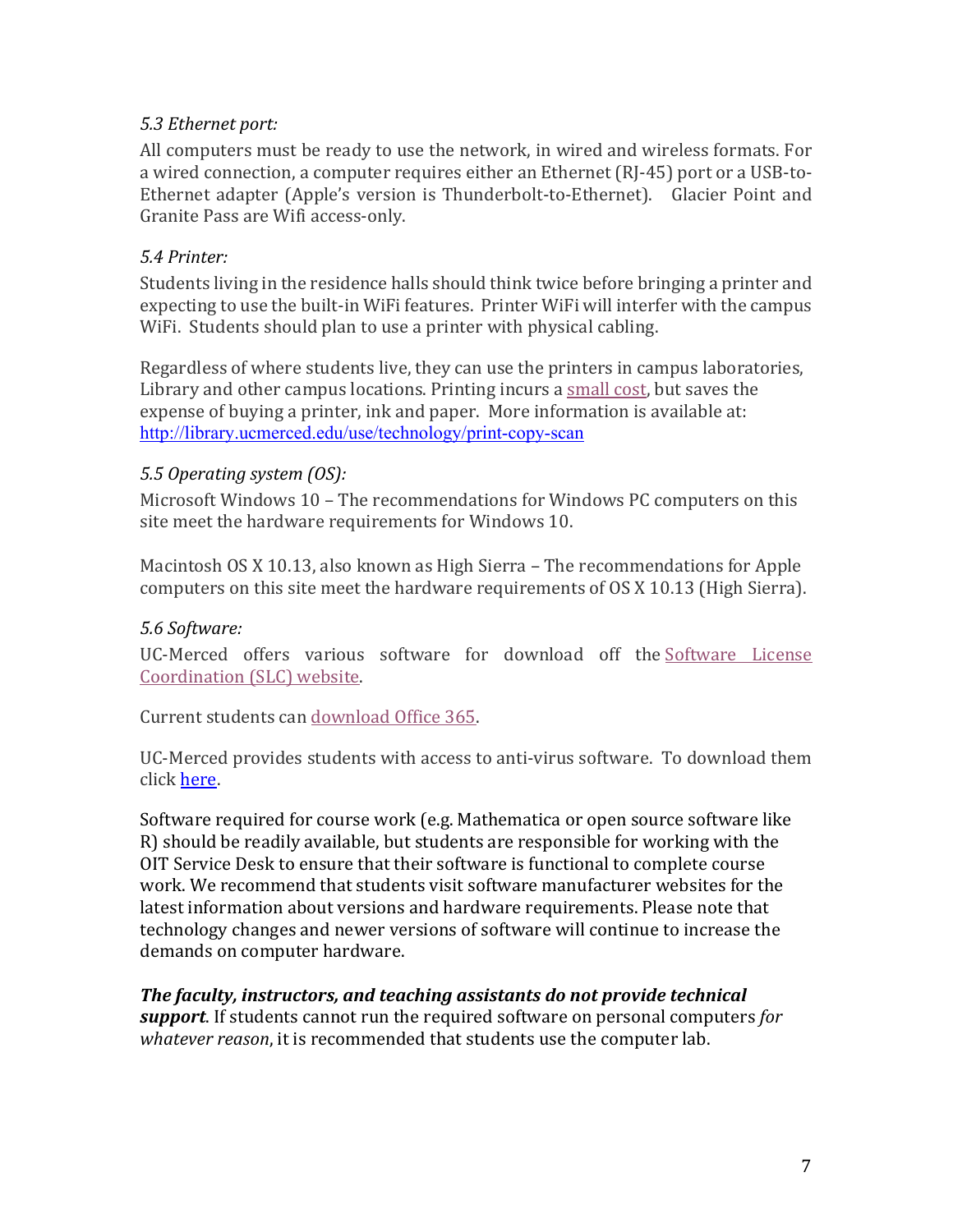*5.3 Ethernet port:*

All computers must be ready to use the network, in wired and wireless formats. For a wired connection, a computer requires either an Ethernet (RJ-45) port or a USB-to-Ethernet adapter (Apple's version is Thunderbolt-to-Ethernet). Glacier Point and Granite Pass are Wifi access-only.

*5.4 Printer:*

Students living in the residence halls should think twice before bringing a printer and expecting to use the built-in WiFi features. Printer WiFi will interfer with the campus WiFi. Students should plan to use a printer with physical cabling.

Regardless of where students live, they can use the printers in campus laboratories, Library and other campus locations. Printing incurs a small cost, but saves the expense of buying a printer, ink and paper. More information is available at: http://library.ucmerced.edu/use/technology/print-copy-scan

*5.5 Operating system (OS):*

Microsoft Windows 10 – The recommendations for Windows PC computers on this site meet the hardware requirements for Windows 10.

Macintosh OS X 10.13, also known as High Sierra – The recommendations for Apple computers on this site meet the hardware requirements of OS X 10.13 (High Sierra).

*5.6 Software:*

UC-Merced offers various software for download off the Software License Coordination (SLC) website.

Current students can download Office 365.

UC-Merced provides students with access to anti-virus software. To download them click here.

Software required for course work (e.g. Mathematica or open source software like R) should be readily available, but students are responsible for working with the OIT Service Desk to ensure that their software is functional to complete course work. We recommend that students visit software manufacturer websites for the latest information about versions and hardware requirements. Please note that technology changes and newer versions of software will continue to increase the demands on computer hardware.

***The faculty, instructors, and teaching assistants do not provide technical support***. If students cannot run the required software on personal computers *for whatever reason*, it is recommended that students use the computer lab.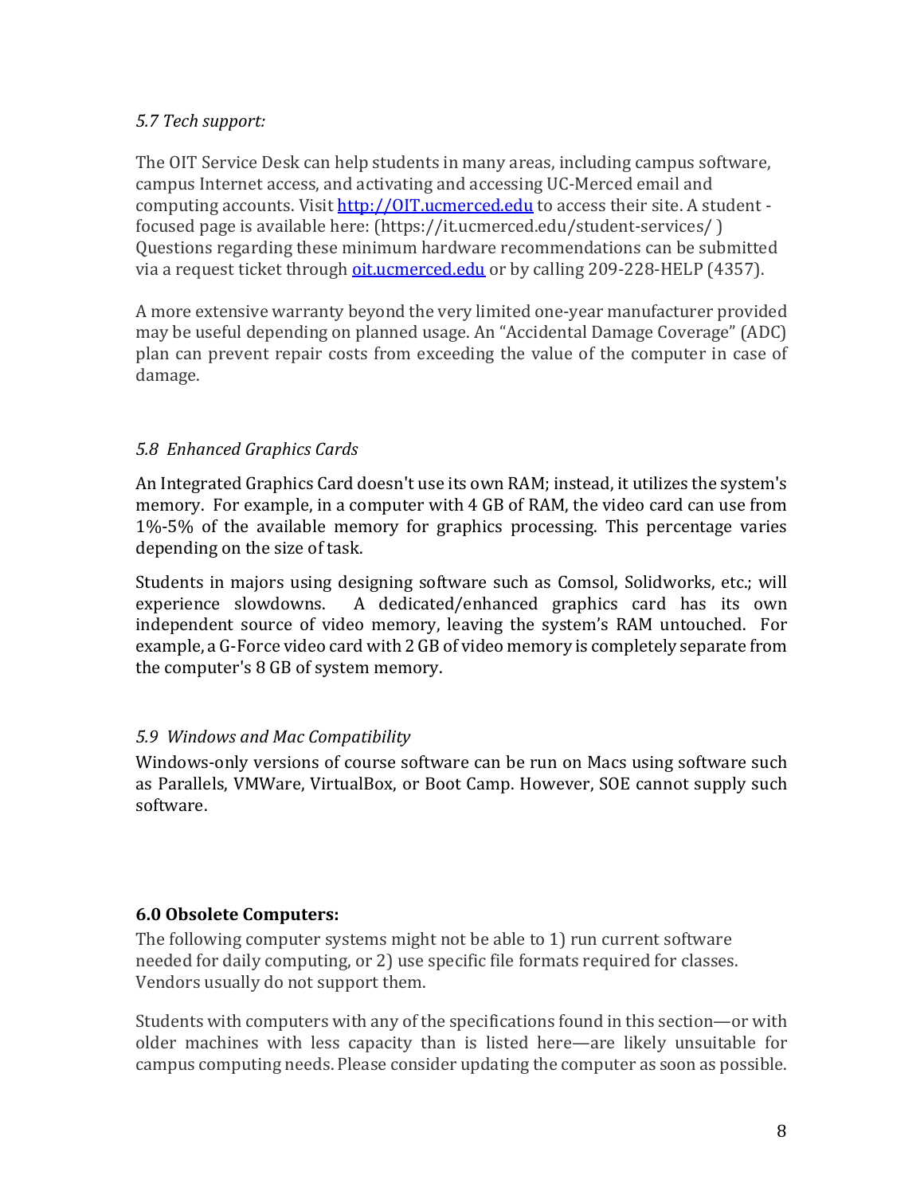*5.7 Tech support:*

The OIT Service Desk can help students in many areas, including campus software, campus Internet access, and activating and accessing UC-Merced email and computing accounts. Visit [http://OIT.ucmerced.edu](http://OIT.ucmerced.edu) to access their site. A student - focused page is available here: (https://it.ucmerced.edu/student-services/ ) Questions regarding these minimum hardware recommendations can be submitted via a request ticket through [oit.ucmerced.edu](oit.ucmerced.edu) or by calling 209-228-HELP (4357).

A more extensive warranty beyond the very limited one-year manufacturer provided may be useful depending on planned usage. An "Accidental Damage Coverage" (ADC) plan can prevent repair costs from exceeding the value of the computer in case of damage.

*5.8 Enhanced Graphics Cards*

An Integrated Graphics Card doesn't use its own RAM; instead, it utilizes the system's memory. For example, in a computer with 4 GB of RAM, the video card can use from 1%-5% of the available memory for graphics processing. This percentage varies depending on the size of task.

Students in majors using designing software such as Comsol, Solidworks, etc.; will experience slowdowns. A dedicated/enhanced graphics card has its own independent source of video memory, leaving the system's RAM untouched. For example, a G-Force video card with 2 GB of video memory is completely separate from the computer's 8 GB of system memory.

*5.9 Windows and Mac Compatibility*

Windows-only versions of course software can be run on Macs using software such as Parallels, VMWare, VirtualBox, or Boot Camp. However, SOE cannot supply such software.

**6.0 Obsolete Computers:**

The following computer systems might not be able to 1) run current software needed for daily computing, or 2) use specific file formats required for classes. Vendors usually do not support them.

Students with computers with any of the specifications found in this section—or with older machines with less capacity than is listed here—are likely unsuitable for campus computing needs. Please consider updating the computer as soon as possible.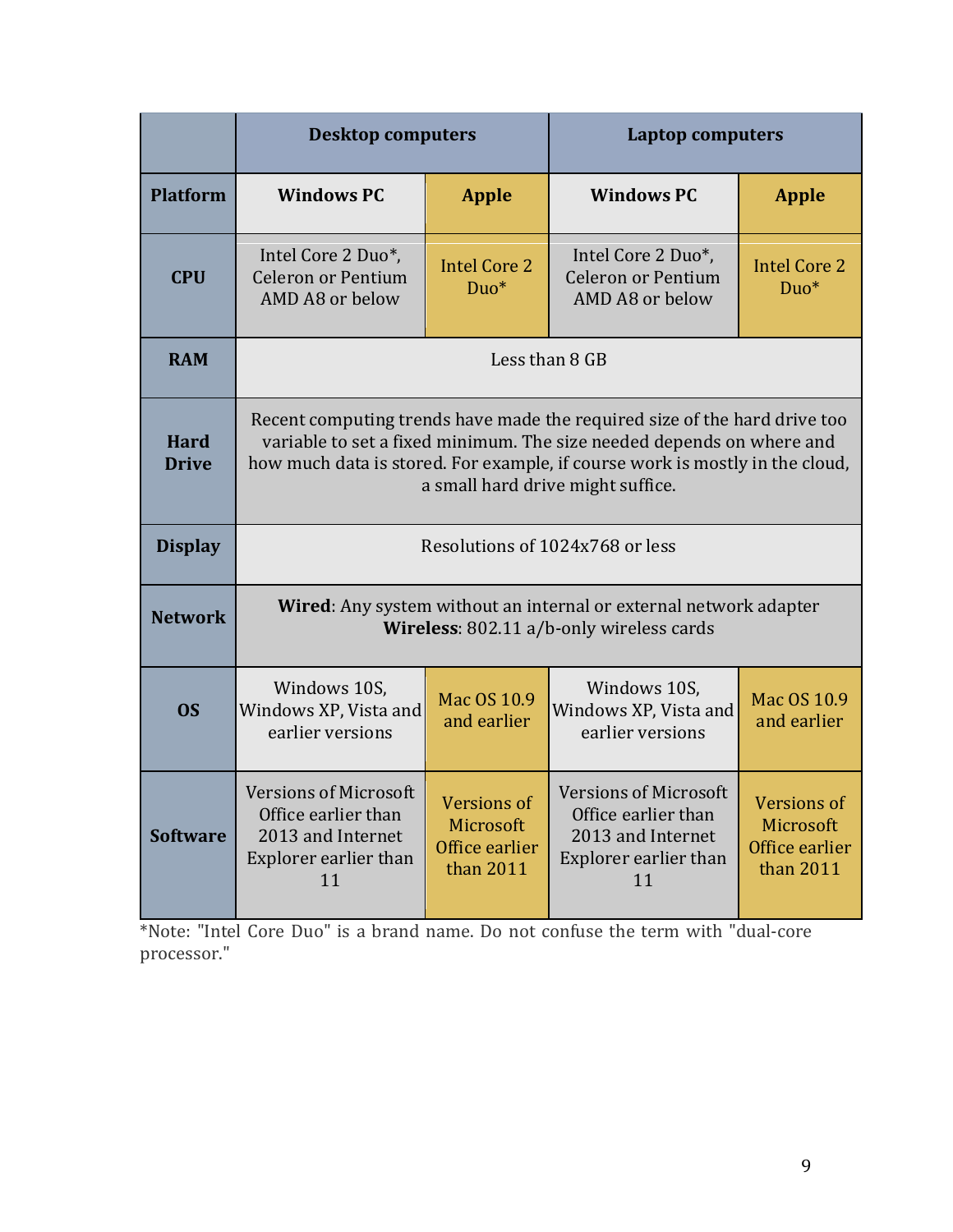| | Desktop computers | | Laptop computers | |
|---|---|---|---|---|
| **Platform** | **Windows PC** | **Apple** | **Windows PC** | **Apple** |
| **CPU** | Intel Core 2 Duo*, Celeron or Pentium AMD A8 or below | Intel Core 2 Duo* | Intel Core 2 Duo*, Celeron or Pentium AMD A8 or below | Intel Core 2 Duo* |
| **RAM** | Less than 8 GB | | | |
| **Hard Drive** | Recent computing trends have made the required size of the hard drive too variable to set a fixed minimum. The size needed depends on where and how much data is stored. For example, if course work is mostly in the cloud, a small hard drive might suffice. | | | |
| **Display** | Resolutions of 1024x768 or less | | | |
| **Network** | **Wired**: Any system without an internal or external network adapter **Wireless**: 802.11 a/b-only wireless cards | | | |
| **OS** | Windows 10S, Windows XP, Vista and earlier versions | Mac OS 10.9 and earlier | Windows 10S, Windows XP, Vista and earlier versions | Mac OS 10.9 and earlier |
| **Software** | Versions of Microsoft Office earlier than 2013 and Internet Explorer earlier than 11 | Versions of Microsoft Office earlier than 2011 | Versions of Microsoft Office earlier than 2013 and Internet Explorer earlier than 11 | Versions of Microsoft Office earlier than 2011 |

*Note: "Intel Core Duo" is a brand name. Do not confuse the term with "dual-core processor."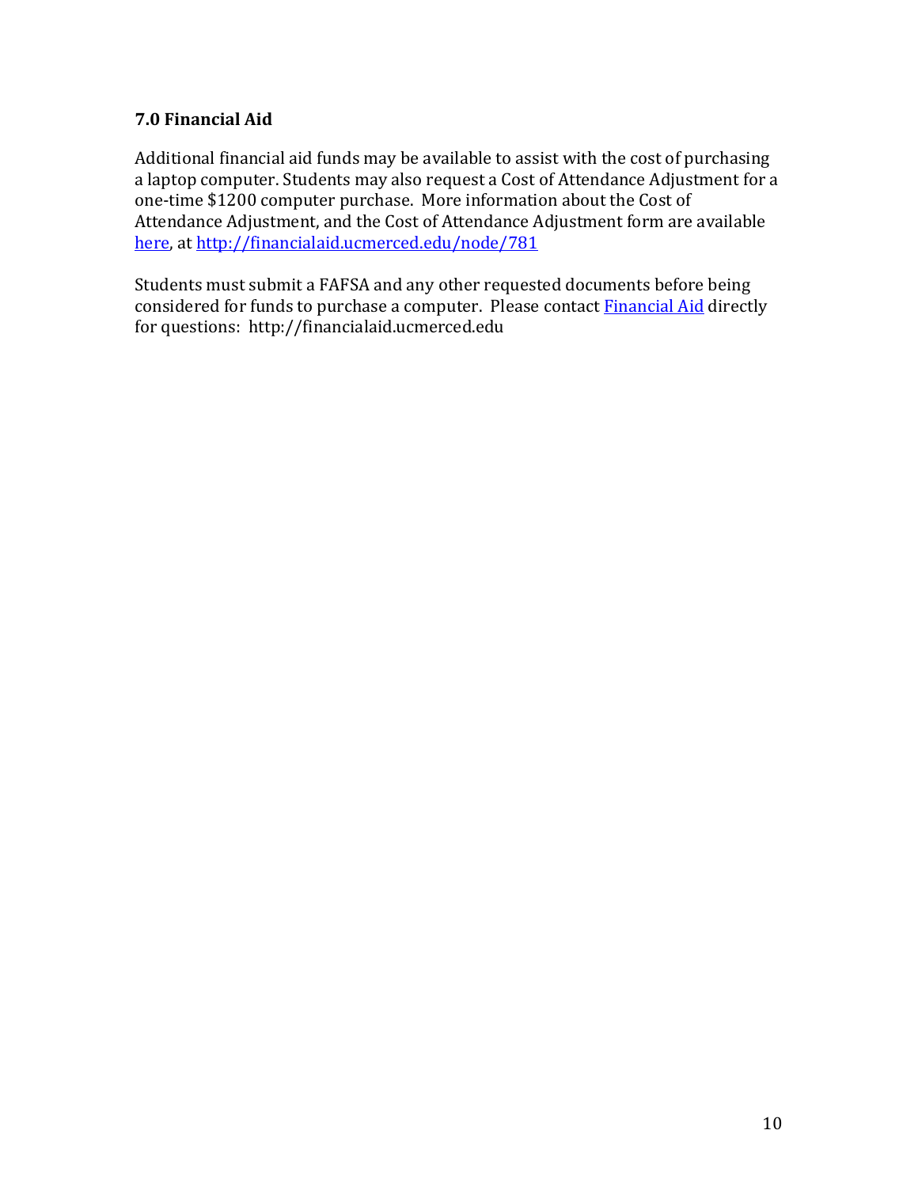### 7.0 Financial Aid

Additional financial aid funds may be available to assist with the cost of purchasing a laptop computer. Students may also request a Cost of Attendance Adjustment for a one-time $1200 computer purchase. More information about the Cost of Attendance Adjustment, and the Cost of Attendance Adjustment form are available [here](http://financialaid.ucmerced.edu/node/781), at [http://financialaid.ucmerced.edu/node/781](http://financialaid.ucmerced.edu/node/781)

Students must submit a FAFSA and any other requested documents before being considered for funds to purchase a computer. Please contact [Financial Aid](http://financialaid.ucmerced.edu) directly for questions: http://financialaid.ucmerced.edu